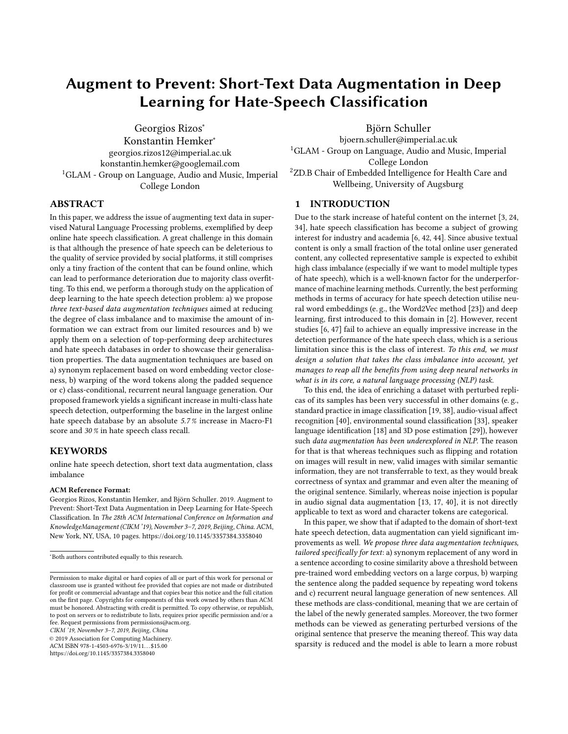# Augment to Prevent: Short-Text Data Augmentation in Deep Learning for Hate-Speech Classification

Georgios Rizos*
Konstantin Hemker*
georgios.rizos12@imperial.ac.uk
konstantin.hemker@googlemail.com
[1]GLAM - Group on Language, Audio and Music, Imperial College London

Björn Schuller
bjoern.schuller@imperial.ac.uk
[1]GLAM - Group on Language, Audio and Music, Imperial College London
[2]ZD.B Chair of Embedded Intelligence for Health Care and Wellbeing, University of Augsburg

## ABSTRACT

In this paper, we address the issue of augmenting text data in supervised Natural Language Processing problems, exemplified by deep online hate speech classification. A great challenge in this domain is that although the presence of hate speech can be deleterious to the quality of service provided by social platforms, it still comprises only a tiny fraction of the content that can be found online, which can lead to performance deterioration due to majority class overfitting. To this end, we perform a thorough study on the application of deep learning to the hate speech detection problem: a) we propose *three text-based data augmentation techniques* aimed at reducing the degree of class imbalance and to maximise the amount of information we can extract from our limited resources and b) we apply them on a selection of top-performing deep architectures and hate speech databases in order to showcase their generalisation properties. The data augmentation techniques are based on a) synonym replacement based on word embedding vector closeness, b) warping of the word tokens along the padded sequence or c) class-conditional, recurrent neural language generation. Our proposed framework yields a significant increase in multi-class hate speech detection, outperforming the baseline in the largest online hate speech database by an absolute *5.7 %* increase in Macro-F1 score and *30 %* in hate speech class recall.

## KEYWORDS

online hate speech detection, short text data augmentation, class imbalance

**ACM Reference Format:**
Georgios Rizos, Konstantin Hemker, and Björn Schuller. 2019. Augment to Prevent: Short-Text Data Augmentation in Deep Learning for Hate-Speech Classification. In *The 28th ACM International Conference on Information and KnowledgeManagement (CIKM '19), November 3–7, 2019, Beijing, China.* ACM, New York, NY, USA, 10 pages. https://doi.org/10.1145/3357384.3358040

*Both authors contributed equally to this research.

Permission to make digital or hard copies of all or part of this work for personal or classroom use is granted without fee provided that copies are not made or distributed for profit or commercial advantage and that copies bear this notice and the full citation on the first page. Copyrights for components of this work owned by others than ACM must be honored. Abstracting with credit is permitted. To copy otherwise, or republish, to post on servers or to redistribute to lists, requires prior specific permission and/or a fee. Request permissions from permissions@acm.org.
*CIKM '19, November 3–7, 2019, Beijing, China*
© 2019 Association for Computing Machinery.
ACM ISBN 978-1-4503-6976-3/19/11...$15.00
https://doi.org/10.1145/3357384.3358040

## 1 INTRODUCTION

Due to the stark increase of hateful content on the internet [3, 24, 34], hate speech classification has become a subject of growing interest for industry and academia [6, 42, 44]. Since abusive textual content is only a small fraction of the total online user generated content, any collected representative sample is expected to exhibit high class imbalance (especially if we want to model multiple types of hate speech), which is a well-known factor for the underperformance of machine learning methods. Currently, the best performing methods in terms of accuracy for hate speech detection utilise neural word embeddings (e. g., the Word2Vec method [23]) and deep learning, first introduced to this domain in [2]. However, recent studies [6, 47] fail to achieve an equally impressive increase in the detection performance of the hate speech class, which is a serious limitation since this is the class of interest. *To this end, we must design a solution that takes the class imbalance into account, yet manages to reap all the benefits from using deep neural networks in what is in its core, a natural language processing (NLP) task.*

To this end, the idea of enriching a dataset with perturbed replicas of its samples has been very successful in other domains (e. g., standard practice in image classification [19, 38], audio-visual affect recognition [40], environmental sound classification [33], speaker language identification [18] and 3D pose estimation [29]), however such *data augmentation has been underexplored in NLP.* The reason for that is that whereas techniques such as flipping and rotation on images will result in new, valid images with similar semantic information, they are not transferrable to text, as they would break correctness of syntax and grammar and even alter the meaning of the original sentence. Similarly, whereas noise injection is popular in audio signal data augmentation [13, 17, 40], it is not directly applicable to text as word and character tokens are categorical.

In this paper, we show that if adapted to the domain of short-text hate speech detection, data augmentation can yield significant improvements as well. *We propose three data augmentation techniques, tailored specifically for text:* a) synonym replacement of any word in a sentence according to cosine similarity above a threshold between pre-trained word embedding vectors on a large corpus, b) warping the sentence along the padded sequence by repeating word tokens and c) recurrent neural language generation of new sentences. All these methods are class-conditional, meaning that we are certain of the label of the newly generated samples. Moreover, the two former methods can be viewed as generating perturbed versions of the original sentence that preserve the meaning thereof. This way data sparsity is reduced and the model is able to learn a more robust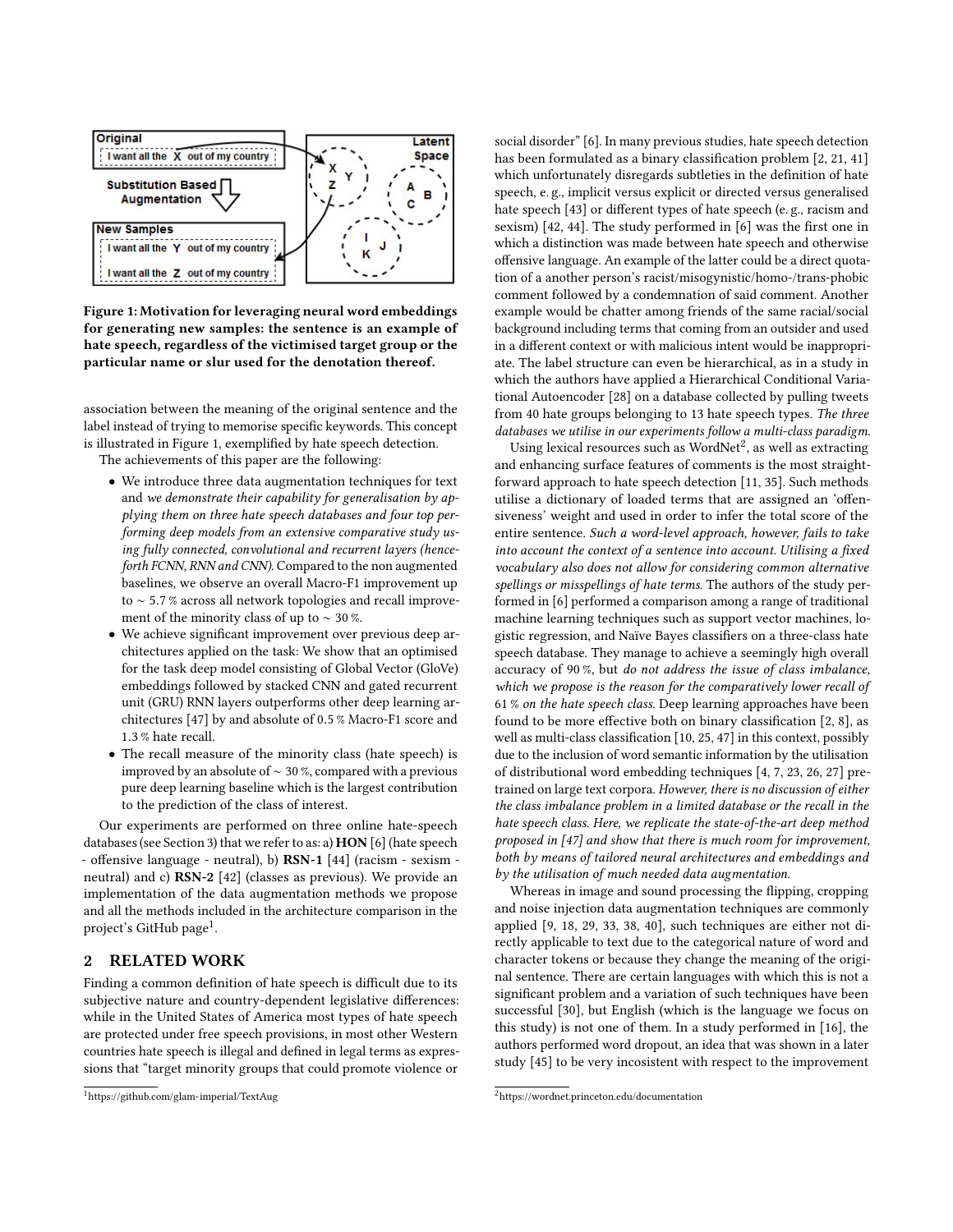Figure 1: Motivation for leveraging neural word embeddings for generating new samples: the sentence is an example of hate speech, regardless of the victimised target group or the particular name or slur used for the denotation thereof.

association between the meaning of the original sentence and the label instead of trying to memorise specific keywords. This concept is illustrated in Figure 1, exemplified by hate speech detection.

The achievements of this paper are the following:

- We introduce three data augmentation techniques for text and *we demonstrate their capability for generalisation by applying them on three hate speech databases and four top performing deep models from an extensive comparative study using fully connected, convolutional and recurrent layers (henceforth FCNN, RNN and CNN)*. Compared to the non augmented baselines, we observe an overall Macro-F1 improvement up to ∼ 5.7 % across all network topologies and recall improvement of the minority class of up to ∼ 30 %.
- We achieve significant improvement over previous deep architectures applied on the task: We show that an optimised for the task deep model consisting of Global Vector (GloVe) embeddings followed by stacked CNN and gated recurrent unit (GRU) RNN layers outperforms other deep learning architectures [47] by and absolute of 0.5 % Macro-F1 score and 1.3 % hate recall.
- The recall measure of the minority class (hate speech) is improved by an absolute of ∼ 30 %, compared with a previous pure deep learning baseline which is the largest contribution to the prediction of the class of interest.

Our experiments are performed on three online hate-speech databases (see Section 3) that we refer to as: a) **HON** [6] (hate speech - offensive language - neutral), b) **RSN-1** [44] (racism - sexism - neutral) and c) **RSN-2** [42] (classes as previous). We provide an implementation of the data augmentation methods we propose and all the methods included in the architecture comparison in the project's GitHub page[1].

## 2 RELATED WORK

Finding a common definition of hate speech is difficult due to its subjective nature and country-dependent legislative differences: while in the United States of America most types of hate speech are protected under free speech provisions, in most other Western countries hate speech is illegal and defined in legal terms as expressions that "target minority groups that could promote violence or social disorder" [6]. In many previous studies, hate speech detection has been formulated as a binary classification problem [2, 21, 41] which unfortunately disregards subtleties in the definition of hate speech, e. g., implicit versus explicit or directed versus generalised hate speech [43] or different types of hate speech (e. g., racism and sexism) [42, 44]. The study performed in [6] was the first one in which a distinction was made between hate speech and otherwise offensive language. An example of the latter could be a direct quotation of a another person's racist/misogynistic/homo-/trans-phobic comment followed by a condemnation of said comment. Another example would be chatter among friends of the same racial/social background including terms that coming from an outsider and used in a different context or with malicious intent would be inappropriate. The label structure can even be hierarchical, as in a study in which the authors have applied a Hierarchical Conditional Variational Autoencoder [28] on a database collected by pulling tweets from 40 hate groups belonging to 13 hate speech types. *The three databases we utilise in our experiments follow a multi-class paradigm.*

Using lexical resources such as WordNet[2], as well as extracting and enhancing surface features of comments is the most straightforward approach to hate speech detection [11, 35]. Such methods utilise a dictionary of loaded terms that are assigned an 'offensiveness' weight and used in order to infer the total score of the entire sentence. *Such a word-level approach, however, fails to take into account the context of a sentence into account. Utilising a fixed vocabulary also does not allow for considering common alternative spellings or misspellings of hate terms.* The authors of the study performed in [6] performed a comparison among a range of traditional machine learning techniques such as support vector machines, logistic regression, and Naïve Bayes classifiers on a three-class hate speech database. They manage to achieve a seemingly high overall accuracy of 90 %, but *do not address the issue of class imbalance, which we propose is the reason for the comparatively lower recall of 61 % on the hate speech class.* Deep learning approaches have been found to be more effective both on binary classification [2, 8], as well as multi-class classification [10, 25, 47] in this context, possibly due to the inclusion of word semantic information by the utilisation of distributional word embedding techniques [4, 7, 23, 26, 27] pretrained on large text corpora. *However, there is no discussion of either the class imbalance problem in a limited database or the recall in the hate speech class. Here, we replicate the state-of-the-art deep method proposed in [47] and show that there is much room for improvement, both by means of tailored neural architectures and embeddings and by the utilisation of much needed data augmentation.*

Whereas in image and sound processing the flipping, cropping and noise injection data augmentation techniques are commonly applied [9, 18, 29, 33, 38, 40], such techniques are either not directly applicable to text due to the categorical nature of word and character tokens or because they change the meaning of the original sentence. There are certain languages with which this is not a significant problem and a variation of such techniques have been successful [30], but English (which is the language we focus on this study) is not one of them. In a study performed in [16], the authors performed word dropout, an idea that was shown in a later study [45] to be very incosistent with respect to the improvement

[1] https://github.com/glam-imperial/TextAug

[2] https://wordnet.princeton.edu/documentation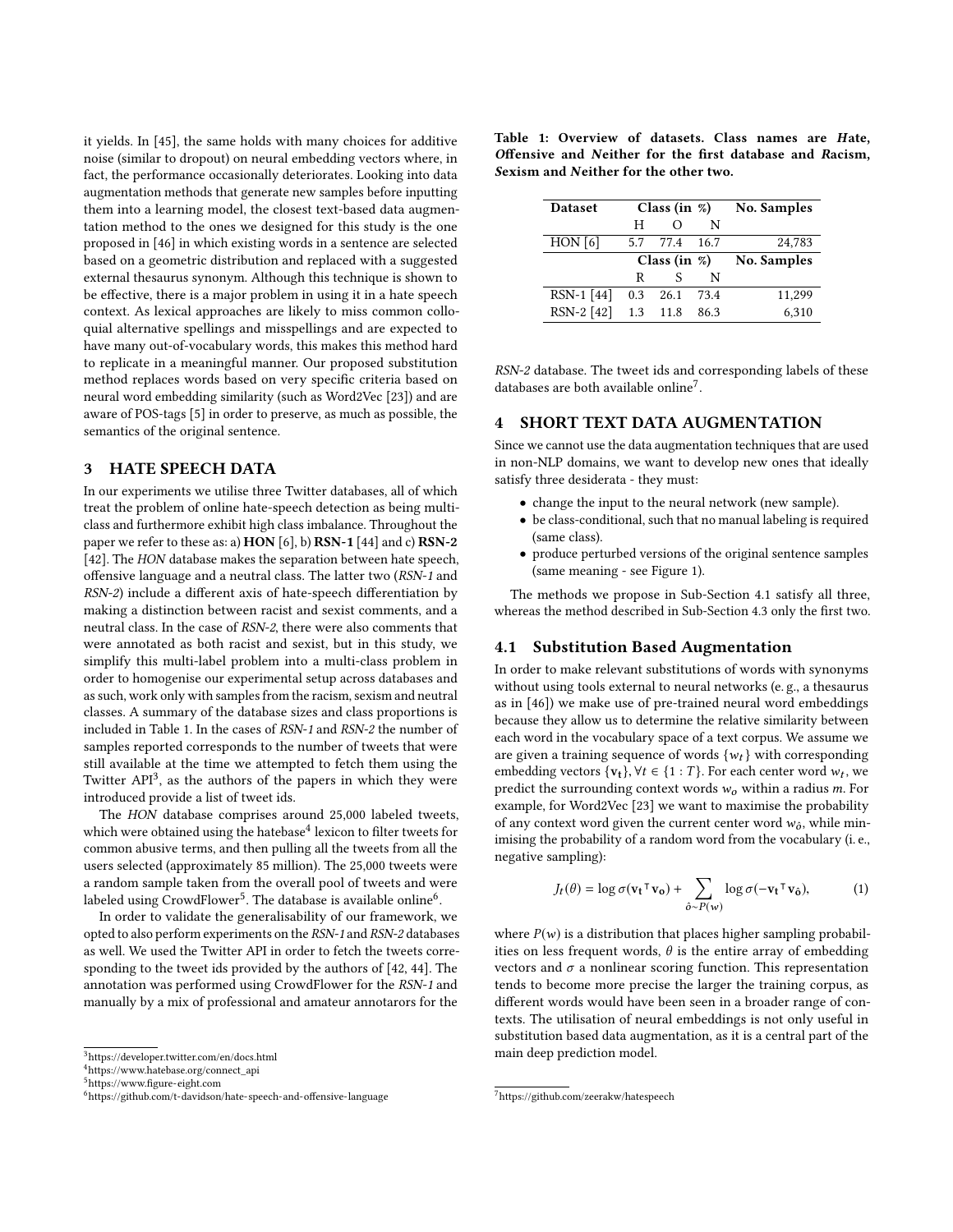it yields. In [45], the same holds with many choices for additive noise (similar to dropout) on neural embedding vectors where, in fact, the performance occasionally deteriorates. Looking into data augmentation methods that generate new samples before inputting them into a learning model, the closest text-based data augmentation method to the ones we designed for this study is the one proposed in [46] in which existing words in a sentence are selected based on a geometric distribution and replaced with a suggested external thesaurus synonym. Although this technique is shown to be effective, there is a major problem in using it in a hate speech context. As lexical approaches are likely to miss common colloquial alternative spellings and misspellings and are expected to have many out-of-vocabulary words, this makes this method hard to replicate in a meaningful manner. Our proposed substitution method replaces words based on very specific criteria based on neural word embedding similarity (such as Word2Vec [23]) and are aware of POS-tags [5] in order to preserve, as much as possible, the semantics of the original sentence.

## 3 HATE SPEECH DATA

In our experiments we utilise three Twitter databases, all of which treat the problem of online hate-speech detection as being multi-class and furthermore exhibit high class imbalance. Throughout the paper we refer to these as: a) **HON** [6], b) **RSN-1** [44] and c) **RSN-2** [42]. The *HON* database makes the separation between hate speech, offensive language and a neutral class. The latter two (*RSN-1* and *RSN-2*) include a different axis of hate-speech differentiation by making a distinction between racist and sexist comments, and a neutral class. In the case of *RSN-2*, there were also comments that were annotated as both racist and sexist, but in this study, we simplify this multi-label problem into a multi-class problem in order to homogenise our experimental setup across databases and as such, work only with samples from the racism, sexism and neutral classes. A summary of the database sizes and class proportions is included in Table 1. In the cases of *RSN-1* and *RSN-2* the number of samples reported corresponds to the number of tweets that were still available at the time we attempted to fetch them using the Twitter API[3], as the authors of the papers in which they were introduced provide a list of tweet ids.

The *HON* database comprises around 25,000 labeled tweets, which were obtained using the hatebase[4] lexicon to filter tweets for common abusive terms, and then pulling all the tweets from all the users selected (approximately 85 million). The 25,000 tweets were a random sample taken from the overall pool of tweets and were labeled using CrowdFlower[5]. The database is available online[6].

In order to validate the generalisability of our framework, we opted to also perform experiments on the *RSN-1* and *RSN-2* databases as well. We used the Twitter API in order to fetch the tweets corresponding to the tweet ids provided by the authors of [42, 44]. The annotation was performed using CrowdFlower for the *RSN-1* and manually by a mix of professional and amateur annotarors for the *RSN-2* database. The tweet ids and corresponding labels of these databases are both available online[7].

[3] https://developer.twitter.com/en/docs.html
[4] https://www.hatebase.org/connect_api
[5] https://www.figure-eight.com
[6] https://github.com/t-davidson/hate-speech-and-offensive-language
[7] https://github.com/zeerakw/hatespeech

**Table 1: Overview of datasets. Class names are *H*ate, *O*ffensive and *N*either for the first database and *R*acism, *S*exism and *N*either for the other two.**

| Dataset | Class (in %) | | | No. Samples |
|---|---|---|---|---|
| | H | O | N | |
| HON [6] | 5.7 | 77.4 | 16.7 | 24,783 |
| | **Class (in %)** | | | **No. Samples** |
| | R | S | N | |
| RSN-1 [44] | 0.3 | 26.1 | 73.4 | 11,299 |
| RSN-2 [42] | 1.3 | 11.8 | 86.3 | 6,310 |

## 4 SHORT TEXT DATA AUGMENTATION

Since we cannot use the data augmentation techniques that are used in non-NLP domains, we want to develop new ones that ideally satisfy three desiderata - they must:

- change the input to the neural network (new sample).
- be class-conditional, such that no manual labeling is required (same class).
- produce perturbed versions of the original sentence samples (same meaning - see Figure 1).

The methods we propose in Sub-Section 4.1 satisfy all three, whereas the method described in Sub-Section 4.3 only the first two.

### 4.1 Substitution Based Augmentation

In order to make relevant substitutions of words with synonyms without using tools external to neural networks (e. g., a thesaurus as in [46]) we make use of pre-trained neural word embeddings because they allow us to determine the relative similarity between each word in the vocabulary space of a text corpus. We assume we are given a training sequence of words $\{w_t\}$ with corresponding embedding vectors $\{\mathbf{v_t}\}, \forall t \in \{1 : T\}$. For each center word $w_t$, we predict the surrounding context words $w_o$ within a radius $m$. For example, for Word2Vec [23] we want to maximise the probability of any context word given the current center word $w_{\hat{o}}$, while minimising the probability of a random word from the vocabulary (i. e., negative sampling):

$$J_t(\theta) = \log \sigma(\mathbf{v_t}^\intercal \mathbf{v_o}) + \sum_{\hat{o} \sim P(w)} \log \sigma(-\mathbf{v_t}^\intercal \mathbf{v_{\hat{o}}}), \qquad (1)$$

where $P(w)$ is a distribution that places higher sampling probabilities on less frequent words, $\theta$ is the entire array of embedding vectors and $\sigma$ a nonlinear scoring function. This representation tends to become more precise the larger the training corpus, as different words would have been seen in a broader range of contexts. The utilisation of neural embeddings is not only useful in substitution based data augmentation, as it is a central part of the main deep prediction model.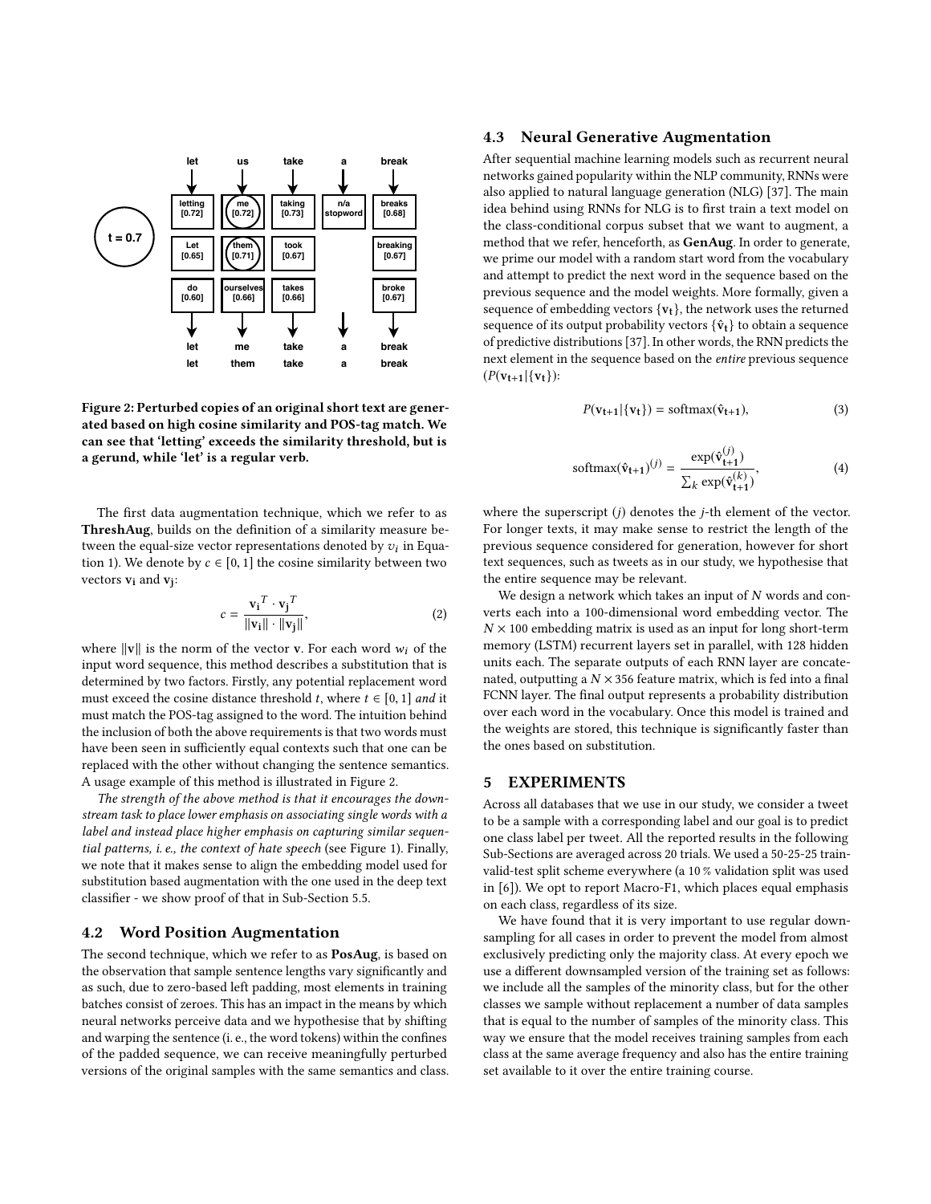let us take a break

Figure 2: Perturbed copies of an original short text are generated based on high cosine similarity and POS-tag match. We can see that 'letting' exceeds the similarity threshold, but is a gerund, while 'let' is a regular verb.

The first data augmentation technique, which we refer to as **ThreshAug**, builds on the definition of a similarity measure between the equal-size vector representations denoted by $v_i$ in Equation 1). We denote by $c \in [0, 1]$ the cosine similarity between two vectors $\mathbf{v_i}$ and $\mathbf{v_j}$:

$$c = \frac{\mathbf{v_i}^T \cdot \mathbf{v_j}^T}{\|\mathbf{v_i}\| \cdot \|\mathbf{v_j}\|}, \tag{2}$$

where $\|\mathbf{v}\|$ is the norm of the vector $\mathbf{v}$. For each word $w_i$ of the input word sequence, this method describes a substitution that is determined by two factors. Firstly, any potential replacement word must exceed the cosine distance threshold $t$, where $t \in [0, 1]$ *and* it must match the POS-tag assigned to the word. The intuition behind the inclusion of both the above requirements is that two words must have been seen in sufficiently equal contexts such that one can be replaced with the other without changing the sentence semantics. A usage example of this method is illustrated in Figure 2.

*The strength of the above method is that it encourages the downstream task to place lower emphasis on associating single words with a label and instead place higher emphasis on capturing similar sequential patterns, i. e., the context of hate speech* (see Figure 1). Finally, we note that it makes sense to align the embedding model used for substitution based augmentation with the one used in the deep text classifier - we show proof of that in Sub-Section 5.5.

## 4.2 Word Position Augmentation

The second technique, which we refer to as **PosAug**, is based on the observation that sample sentence lengths vary significantly and as such, due to zero-based left padding, most elements in training batches consist of zeroes. This has an impact in the means by which neural networks perceive data and we hypothesise that by shifting and warping the sentence (i. e., the word tokens) within the confines of the padded sequence, we can receive meaningfully perturbed versions of the original samples with the same semantics and class.

## 4.3 Neural Generative Augmentation

After sequential machine learning models such as recurrent neural networks gained popularity within the NLP community, RNNs were also applied to natural language generation (NLG) [37]. The main idea behind using RNNs for NLG is to first train a text model on the class-conditional corpus subset that we want to augment, a method that we refer, henceforth, as **GenAug**. In order to generate, we prime our model with a random start word from the vocabulary and attempt to predict the next word in the sequence based on the previous sequence and the model weights. More formally, given a sequence of embedding vectors $\{\mathbf{v_t}\}$, the network uses the returned sequence of its output probability vectors $\{\hat{\mathbf{v}}_\mathbf{t}\}$ to obtain a sequence of predictive distributions [37]. In other words, the RNN predicts the next element in the sequence based on the *entire* previous sequence ($P(\mathbf{v_{t+1}}|\{\mathbf{v_t}\})$:

$$P(\mathbf{v_{t+1}}|\{\mathbf{v_t}\}) = \text{softmax}(\hat{\mathbf{v}}_{\mathbf{t+1}}), \tag{3}$$

$$\text{softmax}(\hat{\mathbf{v}}_{\mathbf{t+1}})^{(j)} = \frac{\exp(\hat{\mathbf{v}}^{(j)}_{\mathbf{t+1}})}{\sum_k \exp(\hat{\mathbf{v}}^{(k)}_{\mathbf{t+1}})}, \tag{4}$$

where the superscript $(j)$ denotes the $j$-th element of the vector. For longer texts, it may make sense to restrict the length of the previous sequence considered for generation, however for short text sequences, such as tweets as in our study, we hypothesise that the entire sequence may be relevant.

We design a network which takes an input of $N$ words and converts each into a 100-dimensional word embedding vector. The $N \times 100$ embedding matrix is used as an input for long short-term memory (LSTM) recurrent layers set in parallel, with 128 hidden units each. The separate outputs of each RNN layer are concatenated, outputting a $N \times 356$ feature matrix, which is fed into a final FCNN layer. The final output represents a probability distribution over each word in the vocabulary. Once this model is trained and the weights are stored, this technique is significantly faster than the ones based on substitution.

# 5 EXPERIMENTS

Across all databases that we use in our study, we consider a tweet to be a sample with a corresponding label and our goal is to predict one class label per tweet. All the reported results in the following Sub-Sections are averaged across 20 trials. We used a 50-25-25 train-valid-test split scheme everywhere (a 10 % validation split was used in [6]). We opt to report Macro-F1, which places equal emphasis on each class, regardless of its size.

We have found that it is very important to use regular downsampling for all cases in order to prevent the model from almost exclusively predicting only the majority class. At every epoch we use a different downsampled version of the training set as follows: we include all the samples of the minority class, but for the other classes we sample without replacement a number of data samples that is equal to the number of samples of the minority class. This way we ensure that the model receives training samples from each class at the same average frequency and also has the entire training set available to it over the entire training course.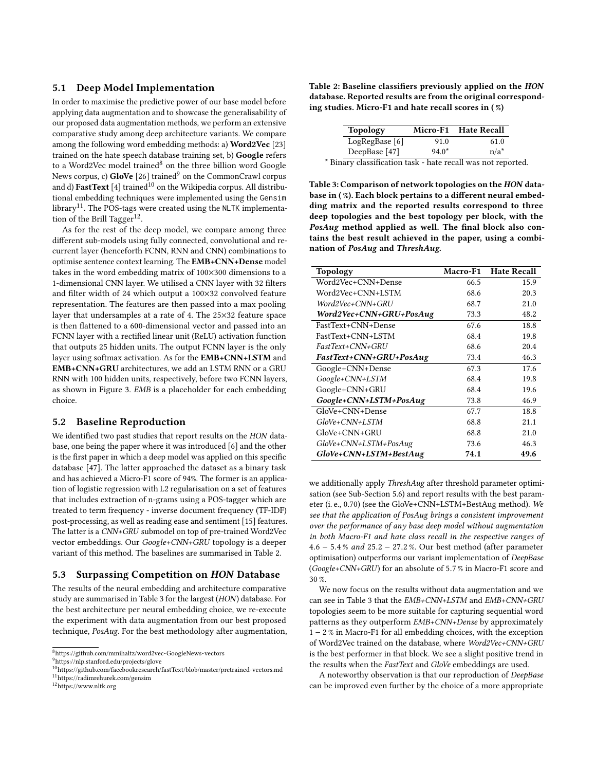### 5.1 Deep Model Implementation

In order to maximise the predictive power of our base model before applying data augmentation and to showcase the generalisability of our proposed data augmentation methods, we perform an extensive comparative study among deep architecture variants. We compare among the following word embedding methods: a) **Word2Vec** [23] trained on the hate speech database training set, b) **Google** refers to a Word2Vec model trained[8] on the three billion word Google News corpus, c) **GloVe** [26] trained[9] on the CommonCrawl corpus and d) **FastText** [4] trained[10] on the Wikipedia corpus. All distributional embedding techniques were implemented using the Gensim library[11]. The POS-tags were created using the NLTK implementation of the Brill Tagger[12].

As for the rest of the deep model, we compare among three different sub-models using fully connected, convolutional and recurrent layer (henceforth FCNN, RNN and CNN) combinations to optimise sentence context learning. The **EMB+CNN+Dense** model takes in the word embedding matrix of 100×300 dimensions to a 1-dimensional CNN layer. We utilised a CNN layer with 32 filters and filter width of 24 which output a 100×32 convolved feature representation. The features are then passed into a max pooling layer that undersamples at a rate of 4. The 25×32 feature space is then flattened to a 600-dimensional vector and passed into an FCNN layer with a rectified linear unit (ReLU) activation function that outputs 25 hidden units. The output FCNN layer is the only layer using softmax activation. As for the **EMB+CNN+LSTM** and **EMB+CNN+GRU** architectures, we add an LSTM RNN or a GRU RNN with 100 hidden units, respectively, before two FCNN layers, as shown in Figure 3. *EMB* is a placeholder for each embedding choice.

### 5.2 Baseline Reproduction

We identified two past studies that report results on the *HON* database, one being the paper where it was introduced [6] and the other is the first paper in which a deep model was applied on this specific database [47]. The latter approached the dataset as a binary task and has achieved a Micro-F1 score of 94%. The former is an application of logistic regression with L2 regularisation on a set of features that includes extraction of n-grams using a POS-tagger which are treated to term frequency - inverse document frequency (TF-IDF) post-processing, as well as reading ease and sentiment [15] features. The latter is a *CNN+GRU* submodel on top of pre-trained Word2Vec vector embeddings. Our *Google+CNN+GRU* topology is a deeper variant of this method. The baselines are summarised in Table 2.

### 5.3 Surpassing Competition on *HON* Database

The results of the neural embedding and architecture comparative study are summarised in Table 3 for the largest (*HON*) database. For the best architecture per neural embedding choice, we re-execute the experiment with data augmentation from our best proposed technique, *PosAug*. For the best methodology after augmentation, we additionally apply *ThreshAug* after threshold parameter optimisation (see Sub-Section 5.6) and report results with the best parameter (i. e., 0.70) (see the GloVe+CNN+LSTM+BestAug method). *We see that the application of PosAug brings a consistent improvement over the performance of any base deep model without augmentation in both Macro-F1 and hate class recall in the respective ranges of* 4.6 − 5.4 % *and* 25.2 − 27.2 %. Our best method (after parameter optimisation) outperforms our variant implementation of *DeepBase* (*Google+CNN+GRU*) for an absolute of 5.7 % in Macro-F1 score and 30 %.

We now focus on the results without data augmentation and we can see in Table 3 that the *EMB+CNN+LSTM* and *EMB+CNN+GRU* topologies seem to be more suitable for capturing sequential word patterns as they outperform *EMB+CNN+Dense* by approximately 1 − 2 % in Macro-F1 for all embedding choices, with the exception of Word2Vec trained on the database, where *Word2Vec+CNN+GRU* is the best performer in that block. We see a slight positive trend in the results when the *FastText* and *GloVe* embeddings are used.

A noteworthy observation is that our reproduction of *DeepBase* can be improved even further by the choice of a more appropriate

**Table 2: Baseline classifiers previously applied on the *HON* database. Reported results are from the original corresponding studies. Micro-F1 and hate recall scores in (%)**

| Topology | Micro-F1 | Hate Recall |
|---|---|---|
| LogRegBase [6] | 91.0 | 61.0 |
| DeepBase [47] | 94.0* | n/a* |

\* Binary classification task - hate recall was not reported.

**Table 3: Comparison of network topologies on the *HON* database in (%). Each block pertains to a different neural embedding matrix and the reported results correspond to three deep topologies and the best topology per block, with the *PosAug* method applied as well. The final block also contains the best result achieved in the paper, using a combination of *PosAug* and *ThreshAug*.**

| Topology | Macro-F1 | Hate Recall |
|---|---|---|
| Word2Vec+CNN+Dense | 66.5 | 15.9 |
| Word2Vec+CNN+LSTM | 68.6 | 20.3 |
| *Word2Vec+CNN+GRU* | 68.7 | 21.0 |
| ***Word2Vec+CNN+GRU+PosAug*** | 73.3 | 48.2 |
| FastText+CNN+Dense | 67.6 | 18.8 |
| FastText+CNN+LSTM | 68.4 | 19.8 |
| *FastText+CNN+GRU* | 68.6 | 20.4 |
| ***FastText+CNN+GRU+PosAug*** | 73.4 | 46.3 |
| Google+CNN+Dense | 67.3 | 17.6 |
| *Google+CNN+LSTM* | 68.4 | 19.8 |
| Google+CNN+GRU | 68.4 | 19.6 |
| ***Google+CNN+LSTM+PosAug*** | 73.8 | 46.9 |
| GloVe+CNN+Dense | 67.7 | 18.8 |
| *GloVe+CNN+LSTM* | 68.8 | 21.1 |
| GloVe+CNN+GRU | 68.8 | 21.0 |
| *GloVe+CNN+LSTM+PosAug* | 73.6 | 46.3 |
| ***GloVe+CNN+LSTM+BestAug*** | **74.1** | **49.6** |

[8] https://github.com/mmihaltz/word2vec-GoogleNews-vectors
[9] https://nlp.stanford.edu/projects/glove
[10] https://github.com/facebookresearch/fastText/blob/master/pretrained-vectors.md
[11] https://radimrehurek.com/gensim
[12] https://www.nltk.org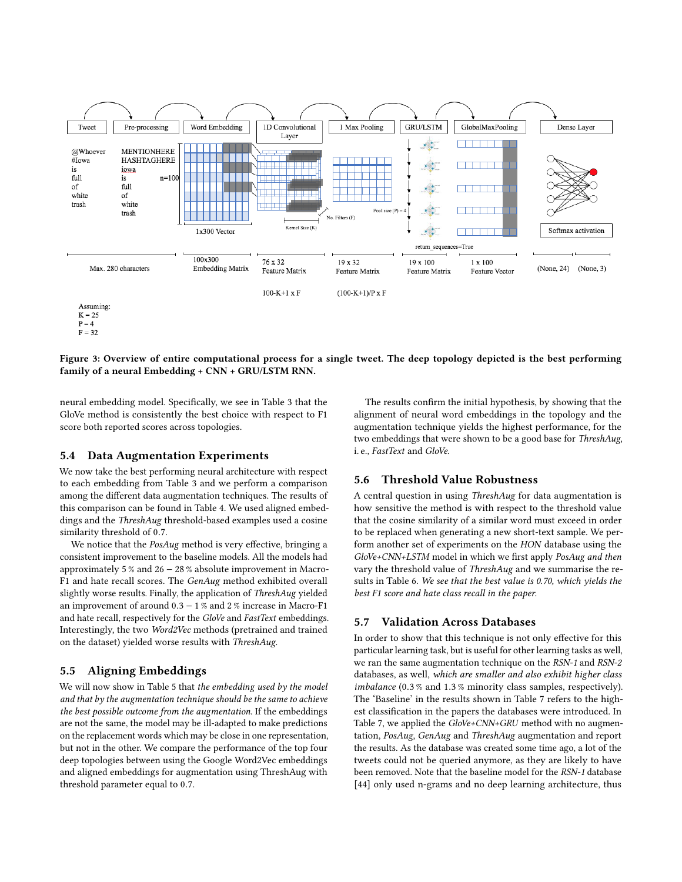Figure 3: Overview of entire computational process for a single tweet. The deep topology depicted is the best performing family of a neural Embedding + CNN + GRU/LSTM RNN.

neural embedding model. Specifically, we see in Table 3 that the GloVe method is consistently the best choice with respect to F1 score both reported scores across topologies.

### 5.4 Data Augmentation Experiments

We now take the best performing neural architecture with respect to each embedding from Table 3 and we perform a comparison among the different data augmentation techniques. The results of this comparison can be found in Table 4. We used aligned embeddings and the *ThreshAug* threshold-based examples used a cosine similarity threshold of 0.7.

We notice that the *PosAug* method is very effective, bringing a consistent improvement to the baseline models. All the models had approximately 5 % and 26 − 28 % absolute improvement in Macro-F1 and hate recall scores. The *GenAug* method exhibited overall slightly worse results. Finally, the application of *ThreshAug* yielded an improvement of around 0.3 − 1 % and 2 % increase in Macro-F1 and hate recall, respectively for the *GloVe* and *FastText* embeddings. Interestingly, the two *Word2Vec* methods (pretrained and trained on the dataset) yielded worse results with *ThreshAug*.

### 5.5 Aligning Embeddings

We will now show in Table 5 that *the embedding used by the model and that by the augmentation technique should be the same to achieve the best possible outcome from the augmentation.* If the embeddings are not the same, the model may be ill-adapted to make predictions on the replacement words which may be close in one representation, but not in the other. We compare the performance of the top four deep topologies between using the Google Word2Vec embeddings and aligned embeddings for augmentation using ThreshAug with threshold parameter equal to 0.7.

The results confirm the initial hypothesis, by showing that the alignment of neural word embeddings in the topology and the augmentation technique yields the highest performance, for the two embeddings that were shown to be a good base for *ThreshAug*, i. e., *FastText* and *GloVe*.

### 5.6 Threshold Value Robustness

A central question in using *ThreshAug* for data augmentation is how sensitive the method is with respect to the threshold value that the cosine similarity of a similar word must exceed in order to be replaced when generating a new short-text sample. We perform another set of experiments on the *HON* database using the *GloVe+CNN+LSTM* model in which we first apply *PosAug and then* vary the threshold value of *ThreshAug* and we summarise the results in Table 6. *We see that the best value is 0.70, which yields the best F1 score and hate class recall in the paper.*

### 5.7 Validation Across Databases

In order to show that this technique is not only effective for this particular learning task, but is useful for other learning tasks as well, we ran the same augmentation technique on the *RSN-1* and *RSN-2* databases, as well, *which are smaller and also exhibit higher class imbalance* (0.3 % and 1.3 % minority class samples, respectively). The 'Baseline' in the results shown in Table 7 refers to the highest classification in the papers the databases were introduced. In Table 7, we applied the *GloVe+CNN+GRU* method with no augmentation, *PosAug*, *GenAug* and *ThreshAug* augmentation and report the results. As the database was created some time ago, a lot of the tweets could not be queried anymore, as they are likely to have been removed. Note that the baseline model for the *RSN-1* database [44] only used n-grams and no deep learning architecture, thus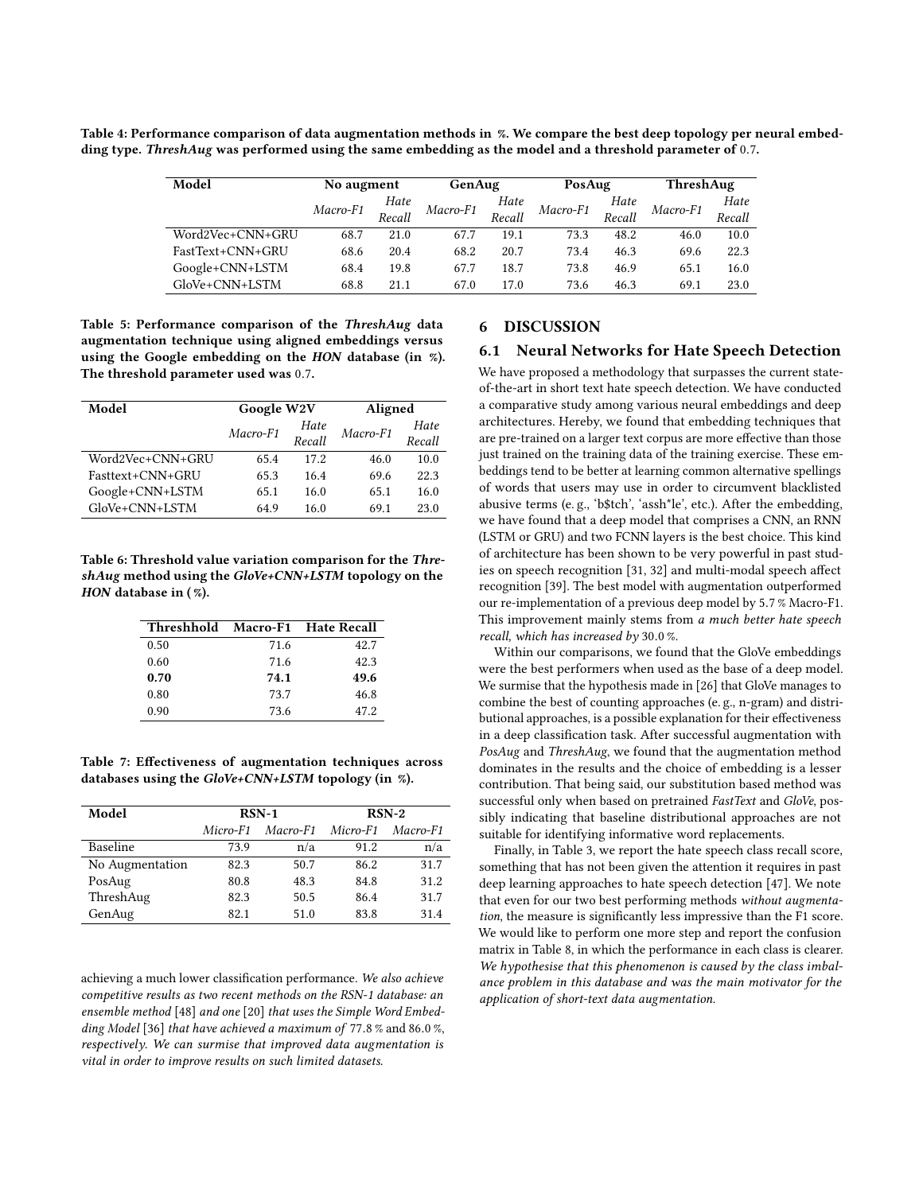Table 4: Performance comparison of data augmentation methods in %. We compare the best deep topology per neural embedding type. *ThreshAug* was performed using the same embedding as the model and a threshold parameter of 0.7.

| Model | No augment | | GenAug | | PosAug | | ThreshAug | |
|---|---|---|---|---|---|---|---|---|
| | *Macro-F1* | *Hate Recall* | *Macro-F1* | *Hate Recall* | *Macro-F1* | *Hate Recall* | *Macro-F1* | *Hate Recall* |
| Word2Vec+CNN+GRU | 68.7 | 21.0 | 67.7 | 19.1 | 73.3 | 48.2 | 46.0 | 10.0 |
| FastText+CNN+GRU | 68.6 | 20.4 | 68.2 | 20.7 | 73.4 | 46.3 | 69.6 | 22.3 |
| Google+CNN+LSTM | 68.4 | 19.8 | 67.7 | 18.7 | 73.8 | 46.9 | 65.1 | 16.0 |
| GloVe+CNN+LSTM | 68.8 | 21.1 | 67.0 | 17.0 | 73.6 | 46.3 | 69.1 | 23.0 |

Table 5: Performance comparison of the *ThreshAug* data augmentation technique using aligned embeddings versus using the Google embedding on the *HON* database (in %). The threshold parameter used was 0.7.

| Model | Google W2V | | Aligned | |
|---|---|---|---|---|
| | *Macro-F1* | *Hate Recall* | *Macro-F1* | *Hate Recall* |
| Word2Vec+CNN+GRU | 65.4 | 17.2 | 46.0 | 10.0 |
| Fasttext+CNN+GRU | 65.3 | 16.4 | 69.6 | 22.3 |
| Google+CNN+LSTM | 65.1 | 16.0 | 65.1 | 16.0 |
| GloVe+CNN+LSTM | 64.9 | 16.0 | 69.1 | 23.0 |

Table 6: Threshold value variation comparison for the *ThreshAug* method using the *GloVe+CNN+LSTM* topology on the *HON* database in (%).

| Threshhold | Macro-F1 | Hate Recall |
|---|---|---|
| 0.50 | 71.6 | 42.7 |
| 0.60 | 71.6 | 42.3 |
| **0.70** | **74.1** | **49.6** |
| 0.80 | 73.7 | 46.8 |
| 0.90 | 73.6 | 47.2 |

Table 7: Effectiveness of augmentation techniques across databases using the *GloVe+CNN+LSTM* topology (in %).

| Model | RSN-1 | | RSN-2 | |
|---|---|---|---|---|
| | *Micro-F1* | *Macro-F1* | *Micro-F1* | *Macro-F1* |
| Baseline | 73.9 | n/a | 91.2 | n/a |
| No Augmentation | 82.3 | 50.7 | 86.2 | 31.7 |
| PosAug | 80.8 | 48.3 | 84.8 | 31.2 |
| ThreshAug | 82.3 | 50.5 | 86.4 | 31.7 |
| GenAug | 82.1 | 51.0 | 83.8 | 31.4 |

achieving a much lower classification performance. *We also achieve competitive results as two recent methods on the RSN-1 database: an ensemble method* [48] *and one* [20] *that uses the Simple Word Embedding Model* [36] *that have achieved a maximum of* 77.8 % *and* 86.0 %, *respectively. We can surmise that improved data augmentation is vital in order to improve results on such limited datasets.*

## 6 DISCUSSION

### 6.1 Neural Networks for Hate Speech Detection

We have proposed a methodology that surpasses the current state-of-the-art in short text hate speech detection. We have conducted a comparative study among various neural embeddings and deep architectures. Hereby, we found that embedding techniques that are pre-trained on a larger text corpus are more effective than those just trained on the training data of the training exercise. These embeddings tend to be better at learning common alternative spellings of words that users may use in order to circumvent blacklisted abusive terms (e. g., 'b$tch', 'assh*le', etc.). After the embedding, we have found that a deep model that comprises a CNN, an RNN (LSTM or GRU) and two FCNN layers is the best choice. This kind of architecture has been shown to be very powerful in past studies on speech recognition [31, 32] and multi-modal speech affect recognition [39]. The best model with augmentation outperformed our re-implementation of a previous deep model by 5.7 % Macro-F1. This improvement mainly stems from *a much better hate speech recall, which has increased by* 30.0 %.

Within our comparisons, we found that the GloVe embeddings were the best performers when used as the base of a deep model. We surmise that the hypothesis made in [26] that GloVe manages to combine the best of counting approaches (e. g., n-gram) and distributional approaches, is a possible explanation for their effectiveness in a deep classification task. After successful augmentation with *PosAug* and *ThreshAug*, we found that the augmentation method dominates in the results and the choice of embedding is a lesser contribution. That being said, our substitution based method was successful only when based on pretrained *FastText* and *GloVe*, possibly indicating that baseline distributional approaches are not suitable for identifying informative word replacements.

Finally, in Table 3, we report the hate speech class recall score, something that has not been given the attention it requires in past deep learning approaches to hate speech detection [47]. We note that even for our two best performing methods *without augmentation*, the measure is significantly less impressive than the F1 score. We would like to perform one more step and report the confusion matrix in Table 8, in which the performance in each class is clearer. *We hypothesise that this phenomenon is caused by the class imbalance problem in this database and was the main motivator for the application of short-text data augmentation.*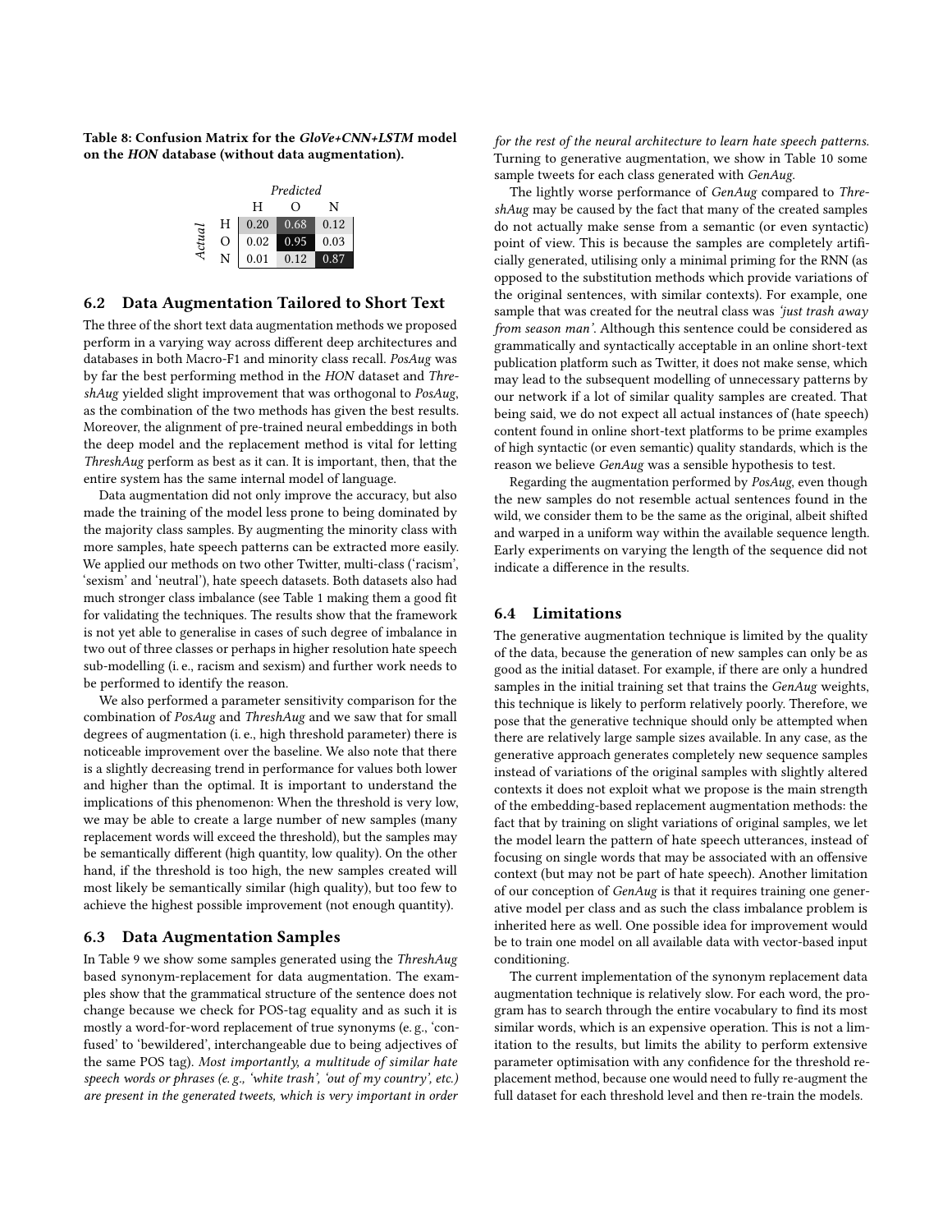**Table 8: Confusion Matrix for the *GloVe+CNN+LSTM* model on the *HON* database (without data augmentation).**

| | | *Predicted* | | |
|---|---|---|---|---|
| | | H | O | N |
| *Actual* | H | 0.20 | 0.68 | 0.12 |
| | O | 0.02 | 0.95 | 0.03 |
| | N | 0.01 | 0.12 | 0.87 |

## 6.2 Data Augmentation Tailored to Short Text

The three of the short text data augmentation methods we proposed perform in a varying way across different deep architectures and databases in both Macro-F1 and minority class recall. *PosAug* was by far the best performing method in the *HON* dataset and *ThreshAug* yielded slight improvement that was orthogonal to *PosAug*, as the combination of the two methods has given the best results. Moreover, the alignment of pre-trained neural embeddings in both the deep model and the replacement method is vital for letting *ThreshAug* perform as best as it can. It is important, then, that the entire system has the same internal model of language.

Data augmentation did not only improve the accuracy, but also made the training of the model less prone to being dominated by the majority class samples. By augmenting the minority class with more samples, hate speech patterns can be extracted more easily. We applied our methods on two other Twitter, multi-class ('racism', 'sexism' and 'neutral'), hate speech datasets. Both datasets also had much stronger class imbalance (see Table 1 making them a good fit for validating the techniques. The results show that the framework is not yet able to generalise in cases of such degree of imbalance in two out of three classes or perhaps in higher resolution hate speech sub-modelling (i. e., racism and sexism) and further work needs to be performed to identify the reason.

We also performed a parameter sensitivity comparison for the combination of *PosAug* and *ThreshAug* and we saw that for small degrees of augmentation (i. e., high threshold parameter) there is noticeable improvement over the baseline. We also note that there is a slightly decreasing trend in performance for values both lower and higher than the optimal. It is important to understand the implications of this phenomenon: When the threshold is very low, we may be able to create a large number of new samples (many replacement words will exceed the threshold), but the samples may be semantically different (high quantity, low quality). On the other hand, if the threshold is too high, the new samples created will most likely be semantically similar (high quality), but too few to achieve the highest possible improvement (not enough quantity).

## 6.3 Data Augmentation Samples

In Table 9 we show some samples generated using the *ThreshAug* based synonym-replacement for data augmentation. The examples show that the grammatical structure of the sentence does not change because we check for POS-tag equality and as such it is mostly a word-for-word replacement of true synonyms (e. g., 'confused' to 'bewildered', interchangeable due to being adjectives of the same POS tag). *Most importantly, a multitude of similar hate speech words or phrases (e. g., 'white trash', 'out of my country', etc.) are present in the generated tweets, which is very important in order for the rest of the neural architecture to learn hate speech patterns.* Turning to generative augmentation, we show in Table 10 some sample tweets for each class generated with *GenAug*.

The lightly worse performance of *GenAug* compared to *ThreshAug* may be caused by the fact that many of the created samples do not actually make sense from a semantic (or even syntactic) point of view. This is because the samples are completely artificially generated, utilising only a minimal priming for the RNN (as opposed to the substitution methods which provide variations of the original sentences, with similar contexts). For example, one sample that was created for the neutral class was *'just trash away from season man'*. Although this sentence could be considered as grammatically and syntactically acceptable in an online short-text publication platform such as Twitter, it does not make sense, which may lead to the subsequent modelling of unnecessary patterns by our network if a lot of similar quality samples are created. That being said, we do not expect all actual instances of (hate speech) content found in online short-text platforms to be prime examples of high syntactic (or even semantic) quality standards, which is the reason we believe *GenAug* was a sensible hypothesis to test.

Regarding the augmentation performed by *PosAug*, even though the new samples do not resemble actual sentences found in the wild, we consider them to be the same as the original, albeit shifted and warped in a uniform way within the available sequence length. Early experiments on varying the length of the sequence did not indicate a difference in the results.

## 6.4 Limitations

The generative augmentation technique is limited by the quality of the data, because the generation of new samples can only be as good as the initial dataset. For example, if there are only a hundred samples in the initial training set that trains the *GenAug* weights, this technique is likely to perform relatively poorly. Therefore, we pose that the generative technique should only be attempted when there are relatively large sample sizes available. In any case, as the generative approach generates completely new sequence samples instead of variations of the original samples with slightly altered contexts it does not exploit what we propose is the main strength of the embedding-based replacement augmentation methods: the fact that by training on slight variations of original samples, we let the model learn the pattern of hate speech utterances, instead of focusing on single words that may be associated with an offensive context (but may not be part of hate speech). Another limitation of our conception of *GenAug* is that it requires training one generative model per class and as such the class imbalance problem is inherited here as well. One possible idea for improvement would be to train one model on all available data with vector-based input conditioning.

The current implementation of the synonym replacement data augmentation technique is relatively slow. For each word, the program has to search through the entire vocabulary to find its most similar words, which is an expensive operation. This is not a limitation to the results, but limits the ability to perform extensive parameter optimisation with any confidence for the threshold replacement method, because one would need to fully re-augment the full dataset for each threshold level and then re-train the models.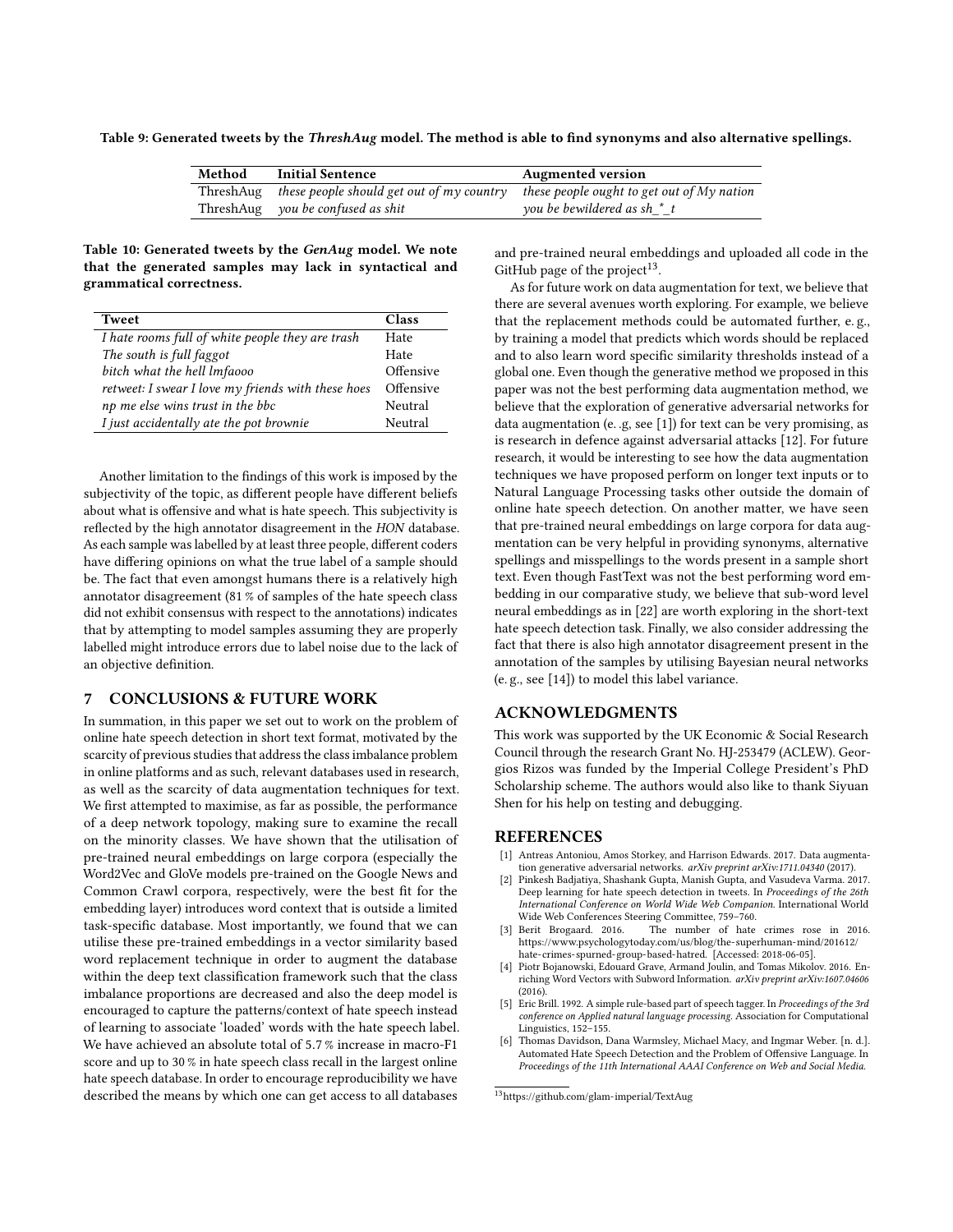**Table 9: Generated tweets by the *ThreshAug* model. The method is able to find synonyms and also alternative spellings.**

| Method | Initial Sentence | Augmented version |
|---|---|---|
| ThreshAug | *these people should get out of my country* | *these people ought to get out of My nation* |
| ThreshAug | *you be confused as shit* | *you be bewildered as sh_*_t* |

**Table 10: Generated tweets by the *GenAug* model. We note that the generated samples may lack in syntactical and grammatical correctness.**

| Tweet | Class |
|---|---|
| *I hate rooms full of white people they are trash* | Hate |
| *The south is full faggot* | Hate |
| *bitch what the hell lmfaooo* | Offensive |
| *retweet: I swear I love my friends with these hoes* | Offensive |
| *np me else wins trust in the bbc* | Neutral |
| *I just accidentally ate the pot brownie* | Neutral |

Another limitation to the findings of this work is imposed by the subjectivity of the topic, as different people have different beliefs about what is offensive and what is hate speech. This subjectivity is reflected by the high annotator disagreement in the *HON* database. As each sample was labelled by at least three people, different coders have differing opinions on what the true label of a sample should be. The fact that even amongst humans there is a relatively high annotator disagreement (81 % of samples of the hate speech class did not exhibit consensus with respect to the annotations) indicates that by attempting to model samples assuming they are properly labelled might introduce errors due to label noise due to the lack of an objective definition.

## 7 CONCLUSIONS & FUTURE WORK

In summation, in this paper we set out to work on the problem of online hate speech detection in short text format, motivated by the scarcity of previous studies that address the class imbalance problem in online platforms and as such, relevant databases used in research, as well as the scarcity of data augmentation techniques for text. We first attempted to maximise, as far as possible, the performance of a deep network topology, making sure to examine the recall on the minority classes. We have shown that the utilisation of pre-trained neural embeddings on large corpora (especially the Word2Vec and GloVe models pre-trained on the Google News and Common Crawl corpora, respectively, were the best fit for the embedding layer) introduces word context that is outside a limited task-specific database. Most importantly, we found that we can utilise these pre-trained embeddings in a vector similarity based word replacement technique in order to augment the database within the deep text classification framework such that the class imbalance proportions are decreased and also the deep model is encouraged to capture the patterns/context of hate speech instead of learning to associate 'loaded' words with the hate speech label. We have achieved an absolute total of 5.7 % increase in macro-F1 score and up to 30 % in hate speech class recall in the largest online hate speech database. In order to encourage reproducibility we have described the means by which one can get access to all databases and pre-trained neural embeddings and uploaded all code in the GitHub page of the project[13].

As for future work on data augmentation for text, we believe that there are several avenues worth exploring. For example, we believe that the replacement methods could be automated further, e. g., by training a model that predicts which words should be replaced and to also learn word specific similarity thresholds instead of a global one. Even though the generative method we proposed in this paper was not the best performing data augmentation method, we believe that the exploration of generative adversarial networks for data augmentation (e. .g, see [1]) for text can be very promising, as is research in defence against adversarial attacks [12]. For future research, it would be interesting to see how the data augmentation techniques we have proposed perform on longer text inputs or to Natural Language Processing tasks other outside the domain of online hate speech detection. On another matter, we have seen that pre-trained neural embeddings on large corpora for data augmentation can be very helpful in providing synonyms, alternative spellings and misspellings to the words present in a sample short text. Even though FastText was not the best performing word embedding in our comparative study, we believe that sub-word level neural embeddings as in [22] are worth exploring in the short-text hate speech detection task. Finally, we also consider addressing the fact that there is also high annotator disagreement present in the annotation of the samples by utilising Bayesian neural networks (e. g., see [14]) to model this label variance.

## ACKNOWLEDGMENTS

This work was supported by the UK Economic & Social Research Council through the research Grant No. HJ-253479 (ACLEW). Georgios Rizos was funded by the Imperial College President's PhD Scholarship scheme. The authors would also like to thank Siyuan Shen for his help on testing and debugging.

## REFERENCES

[1] Antreas Antoniou, Amos Storkey, and Harrison Edwards. 2017. Data augmentation generative adversarial networks. *arXiv preprint arXiv:1711.04340* (2017).

[2] Pinkesh Badjatiya, Shashank Gupta, Manish Gupta, and Vasudeva Varma. 2017. Deep learning for hate speech detection in tweets. In *Proceedings of the 26th International Conference on World Wide Web Companion*. International World Wide Web Conferences Steering Committee, 759–760.

[3] Berit Brogaard. 2016. The number of hate crimes rose in 2016. https://www.psychologytoday.com/us/blog/the-superhuman-mind/201612/hate-crimes-spurned-group-based-hatred. [Accessed: 2018-06-05].

[4] Piotr Bojanowski, Edouard Grave, Armand Joulin, and Tomas Mikolov. 2016. Enriching Word Vectors with Subword Information. *arXiv preprint arXiv:1607.04606* (2016).

[5] Eric Brill. 1992. A simple rule-based part of speech tagger. In *Proceedings of the 3rd conference on Applied natural language processing*. Association for Computational Linguistics, 152–155.

[6] Thomas Davidson, Dana Warmsley, Michael Macy, and Ingmar Weber. [n. d.]. Automated Hate Speech Detection and the Problem of Offensive Language. In *Proceedings of the 11th International AAAI Conference on Web and Social Media*.

[13] https://github.com/glam-imperial/TextAug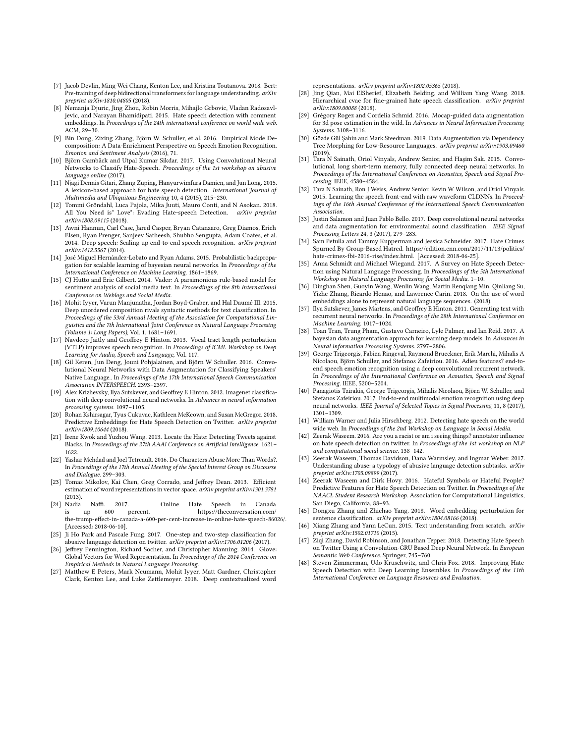[7] Jacob Devlin, Ming-Wei Chang, Kenton Lee, and Kristina Toutanova. 2018. Bert: Pre-training of deep bidirectional transformers for language understanding. *arXiv preprint arXiv:1810.04805* (2018).

[8] Nemanja Djuric, Jing Zhou, Robin Morris, Mihajlo Grbovic, Vladan Radosavljevic, and Narayan Bhamidipati. 2015. Hate speech detection with comment embeddings. In *Proceedings of the 24th international conference on world wide web*. ACM, 29–30.

[9] Bin Dong, Zixing Zhang, Björn W. Schuller, et al. 2016. Empirical Mode Decomposition: A Data-Enrichment Perspective on Speech Emotion Recognition. *Emotion and Sentiment Analysis* (2016), 71.

[10] Björn Gambäck and Utpal Kumar Sikdar. 2017. Using Convolutional Neural Networks to Classify Hate-Speech. *Proceedings of the 1st workshop on abusive language online* (2017).

[11] Njagi Dennis Gitari, Zhang Zuping, Hanyurwimfura Damien, and Jun Long. 2015. A lexicon-based approach for hate speech detection. *International Journal of Multimedia and Ubiquitous Engineering* 10, 4 (2015), 215–230.

[12] Tommi Gröndahl, Luca Pajola, Mika Juuti, Mauro Conti, and N Asokan. 2018. All You Need is" Love": Evading Hate-speech Detection. *arXiv preprint arXiv:1808.09115* (2018).

[13] Awni Hannun, Carl Case, Jared Casper, Bryan Catanzaro, Greg Diamos, Erich Elsen, Ryan Prenger, Sanjeev Satheesh, Shubho Sengupta, Adam Coates, et al. 2014. Deep speech: Scaling up end-to-end speech recognition. *arXiv preprint arXiv:1412.5567* (2014).

[14] José Miguel Hernández-Lobato and Ryan Adams. 2015. Probabilistic backpropagation for scalable learning of bayesian neural networks. In *Proceedings of the International Conference on Machine Learning*. 1861–1869.

[15] CJ Hutto and Eric Gilbert. 2014. Vader: A parsimonious rule-based model for sentiment analysis of social media text. In *Proceedings of the 8th International Conference on Weblogs and Social Media*.

[16] Mohit Iyyer, Varun Manjunatha, Jordan Boyd-Graber, and Hal Daumé III. 2015. Deep unordered composition rivals syntactic methods for text classification. In *Proceedings of the 53rd Annual Meeting of the Association for Computational Linguistics and the 7th International Joint Conference on Natural Language Processing (Volume 1: Long Papers)*, Vol. 1. 1681–1691.

[17] Navdeep Jaitly and Geoffrey E Hinton. 2013. Vocal tract length perturbation (VTLP) improves speech recognition. In *Proceedings of ICML Workshop on Deep Learning for Audio, Speech and Language*, Vol. 117.

[18] Gil Keren, Jun Deng, Jouni Pohjalainen, and Björn W Schuller. 2016. Convolutional Neural Networks with Data Augmentation for Classifying Speakers' Native Language.. In *Proceedings of the 17th International Speech Communication Association INTERSPEECH*. 2393–2397.

[19] Alex Krizhevsky, Ilya Sutskever, and Geoffrey E Hinton. 2012. Imagenet classification with deep convolutional neural networks. In *Advances in neural information processing systems*. 1097–1105.

[20] Rohan Kshirsagar, Tyus Cukuvac, Kathleen McKeown, and Susan McGregor. 2018. Predictive Embeddings for Hate Speech Detection on Twitter. *arXiv preprint arXiv:1809.10644* (2018).

[21] Irene Kwok and Yuzhou Wang. 2013. Locate the Hate: Detecting Tweets against Blacks. In *Proceedings of the 27th AAAI Conference on Artificial Intelligence*. 1621–1622.

[22] Yashar Mehdad and Joel Tetreault. 2016. Do Characters Abuse More Than Words?. In *Proceedings of the 17th Annual Meeting of the Special Interest Group on Discourse and Dialogue*. 299–303.

[23] Tomas Mikolov, Kai Chen, Greg Corrado, and Jeffrey Dean. 2013. Efficient estimation of word representations in vector space. *arXiv preprint arXiv:1301.3781* (2013).

[24] Nadia Naffi. 2017. Online Hate Speech in Canada is up 600 percent. https://theconversation.com/the-trump-effect-in-canada-a-600-per-cent-increase-in-online-hate-speech-86026/. [Accessed: 2018-06-10].

[25] Ji Ho Park and Pascale Fung. 2017. One-step and two-step classification for abusive language detection on twitter. *arXiv preprint arXiv:1706.01206* (2017).

[26] Jeffrey Pennington, Richard Socher, and Christopher Manning. 2014. Glove: Global Vectors for Word Representation. In *Proceedings of the 2014 Conference on Empirical Methods in Natural Language Processing*.

[27] Matthew E Peters, Mark Neumann, Mohit Iyyer, Matt Gardner, Christopher Clark, Kenton Lee, and Luke Zettlemoyer. 2018. Deep contextualized word representations. *arXiv preprint arXiv:1802.05365* (2018).

[28] Jing Qian, Mai ElSherief, Elizabeth Belding, and William Yang Wang. 2018. Hierarchical cvae for fine-grained hate speech classification. *arXiv preprint arXiv:1809.00088* (2018).

[29] Grégory Rogez and Cordelia Schmid. 2016. Mocap-guided data augmentation for 3d pose estimation in the wild. In *Advances in Neural Information Processing Systems*. 3108–3116.

[30] Gözde Gül Şahin and Mark Steedman. 2019. Data Augmentation via Dependency Tree Morphing for Low-Resource Languages. *arXiv preprint arXiv:1903.09460* (2019).

[31] Tara N Sainath, Oriol Vinyals, Andrew Senior, and Haşim Sak. 2015. Convolutional, long short-term memory, fully connected deep neural networks. In *Proceedings of the International Conference on Acoustics, Speech and Signal Processing*. IEEE, 4580–4584.

[32] Tara N Sainath, Ron J Weiss, Andrew Senior, Kevin W Wilson, and Oriol Vinyals. 2015. Learning the speech front-end with raw waveform CLDNNs. In *Proceedings of the 16th Annual Conference of the International Speech Communication Association*.

[33] Justin Salamon and Juan Pablo Bello. 2017. Deep convolutional neural networks and data augmentation for environmental sound classification. *IEEE Signal Processing Letters* 24, 3 (2017), 279–283.

[34] Sam Petulla and Tammy Kupperman and Jessica Schneider. 2017. Hate Crimes Spurned By Group-Based Hatred. https://edition.cnn.com/2017/11/13/politics/hate-crimes-fbi-2016-rise/index.html. [Accessed: 2018-06-25].

[35] Anna Schmidt and Michael Wiegand. 2017. A Survey on Hate Speech Detection using Natural Language Processing. In *Proceedings of the 5th International Workshop on Natural Language Processing for Social Media*. 1–10.

[36] Dinghan Shen, Guoyin Wang, Wenlin Wang, Martin Renqiang Min, Qinliang Su, Yizhe Zhang, Ricardo Henao, and Lawrence Carin. 2018. On the use of word embeddings alone to represent natural language sequences. (2018).

[37] Ilya Sutskever, James Martens, and Geoffrey E Hinton. 2011. Generating text with recurrent neural networks. In *Proceedings of the 28th International Conference on Machine Learning*. 1017–1024.

[38] Toan Tran, Trung Pham, Gustavo Carneiro, Lyle Palmer, and Ian Reid. 2017. A bayesian data augmentation approach for learning deep models. In *Advances in Neural Information Processing Systems*. 2797–2806.

[39] George Trigeorgis, Fabien Ringeval, Raymond Brueckner, Erik Marchi, Mihalis A Nicolaou, Björn Schuller, and Stefanos Zafeiriou. 2016. Adieu features? end-to-end speech emotion recognition using a deep convolutional recurrent network. In *Proceedings of the International Conference on Acoustics, Speech and Signal Processing*. IEEE, 5200–5204.

[40] Panagiotis Tzirakis, George Trigeorgis, Mihalis Nicolaou, Björn W. Schuller, and Stefanos Zafeiriou. 2017. End-to-end multimodal emotion recognition using deep neural networks. *IEEE Journal of Selected Topics in Signal Processing* 11, 8 (2017), 1301–1309.

[41] William Warner and Julia Hirschberg. 2012. Detecting hate speech on the world wide web. In *Proceedings of the 2nd Workshop on Language in Social Media*.

[42] Zeerak Waseem. 2016. Are you a racist or am i seeing things? annotator influence on hate speech detection on twitter. In *Proceedings of the 1st workshop on NLP and computational social science*. 138–142.

[43] Zeerak Waseem, Thomas Davidson, Dana Warmsley, and Ingmar Weber. 2017. Understanding abuse: a typology of abusive language detection subtasks. *arXiv preprint arXiv:1705.09899* (2017).

[44] Zeerak Waseem and Dirk Hovy. 2016. Hateful Symbols or Hateful People? Predictive Features for Hate Speech Detection on Twitter. In *Proceedings of the NAACL Student Research Workshop*. Association for Computational Linguistics, San Diego, California, 88–93.

[45] Dongxu Zhang and Zhichao Yang. 2018. Word embedding perturbation for sentence classification. *arXiv preprint arXiv:1804.08166* (2018).

[46] Xiang Zhang and Yann LeCun. 2015. Text understanding from scratch. *arXiv preprint arXiv:1502.01710* (2015).

[47] Ziqi Zhang, David Robinson, and Jonathan Tepper. 2018. Detecting Hate Speech on Twitter Using a Convolution-GRU Based Deep Neural Network. In *European Semantic Web Conference*. Springer, 745–760.

[48] Steven Zimmerman, Udo Kruschwitz, and Chris Fox. 2018. Improving Hate Speech Detection with Deep Learning Ensembles. In *Proceedings of the 11th International Conference on Language Resources and Evaluation*.